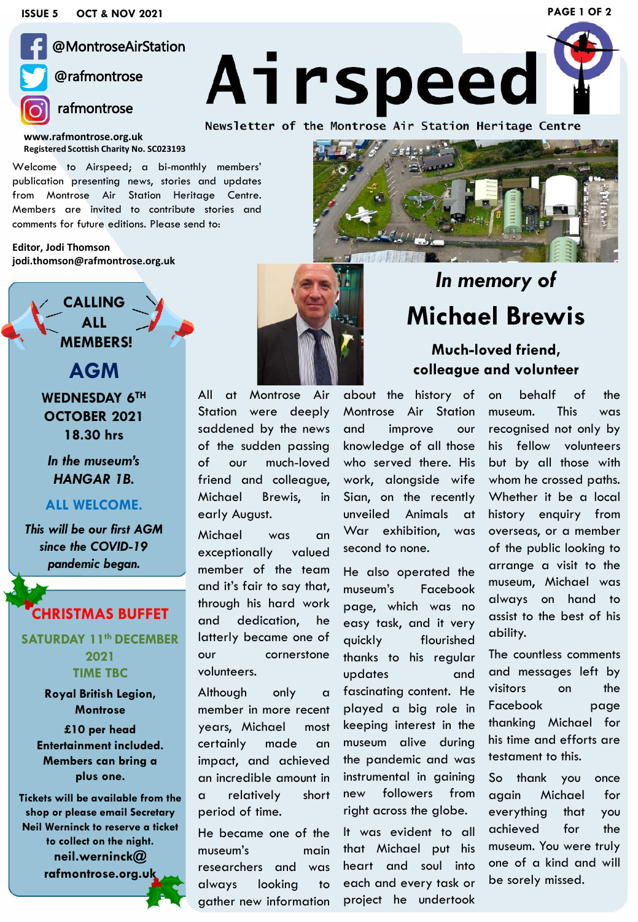@MontroseAirStation

@rafmontrose

rafmontrose

www.rafmontrose.org.uk

Registered Scottish Charity No. SC023193

# Airspeed

Newsletter of the Montrose Air Station Heritage Centre

Welcome to Airspeed; a bi-monthly members' publication presenting news, stories and updates from Montrose Air Station Heritage Centre. Members are invited to contribute stories and comments for future editions. Please send to:

**Editor, Jodi Thomson**
**jodi.thomson@rafmontrose.org.uk**

## CALLING ALL MEMBERS!

## AGM

**WEDNESDAY 6TH OCTOBER 2021**
**18.30 hrs**

***In the museum's HANGAR 1B.***

**ALL WELCOME.**

***This will be our first AGM since the COVID-19 pandemic began.***

## CHRISTMAS BUFFET

**SATURDAY 11th DECEMBER 2021**
**TIME TBC**

**Royal British Legion, Montrose**

**£10 per head**
**Entertainment included.**
**Members can bring a plus one.**

**Tickets will be available from the shop or please email Secretary Neil Werninck to reserve a ticket to collect on the night.**
**neil.werninck@rafmontrose.org.uk**

## *In memory of*

# Michael Brewis

### Much-loved friend, colleague and volunteer

All at Montrose Air Station were deeply saddened by the news of the sudden passing of our much-loved friend and colleague, Michael Brewis, in early August.

Michael was an exceptionally valued member of the team and it's fair to say that, through his hard work and dedication, he latterly became one of our cornerstone volunteers.

Although only a member in more recent years, Michael most certainly made an impact, and achieved an incredible amount in a relatively short period of time.

He became one of the museum's main researchers and was always looking to gather new information about the history of Montrose Air Station and improve our knowledge of all those who served there. His work, alongside wife Sian, on the recently unveiled Animals at War exhibition, was second to none.

He also operated the museum's Facebook page, which was no easy task, and it very quickly flourished thanks to his regular updates and fascinating content. He played a big role in keeping interest in the museum alive during the pandemic and was instrumental in gaining new followers from right across the globe.

It was evident to all that Michael put his heart and soul into each and every task or project he undertook on behalf of the museum. This was recognised not only by his fellow volunteers but by all those with whom he crossed paths. Whether it be a local history enquiry from overseas, or a member of the public looking to arrange a visit to the museum, Michael was always on hand to assist to the best of his ability.

The countless comments and messages left by visitors on the Facebook page thanking Michael for his time and efforts are testament to this.

So thank you once again Michael for everything that you achieved for the museum. You were truly one of a kind and will be sorely missed.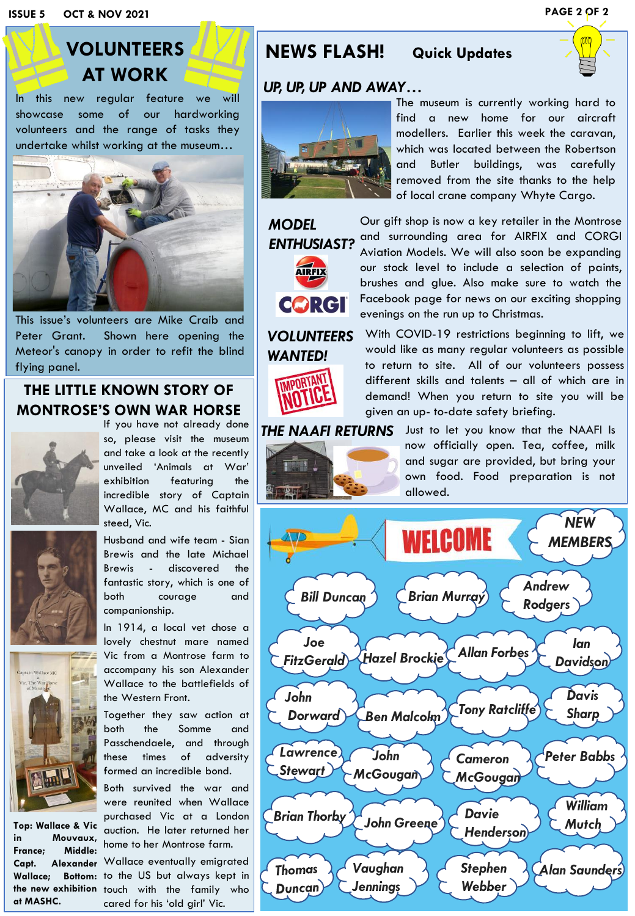# VOLUNTEERS AT WORK

In this new regular feature we will showcase some of our hardworking volunteers and the range of tasks they undertake whilst working at the museum…

This issue's volunteers are Mike Craib and Peter Grant. Shown here opening the Meteor's canopy in order to refit the blind flying panel.

# THE LITTLE KNOWN STORY OF MONTROSE'S OWN WAR HORSE

If you have not already done so, please visit the museum and take a look at the recently unveiled 'Animals at War' exhibition featuring the incredible story of Captain Wallace, MC and his faithful steed, Vic.

Husband and wife team - Sian Brewis and the late Michael Brewis - discovered the fantastic story, which is one of both courage and companionship.

In 1914, a local vet chose a lovely chestnut mare named Vic from a Montrose farm to accompany his son Alexander Wallace to the battlefields of the Western Front.

Together they saw action at both the Somme and Passchendaele, and through these times of adversity formed an incredible bond.

Both survived the war and were reunited when Wallace purchased Vic at a London auction. He later returned her home to her Montrose farm.

Wallace eventually emigrated to the US but always kept in touch with the family who cared for his 'old girl' Vic.

**Top: Wallace & Vic in Mouvaux, France; Middle: Capt. Alexander Wallace; Bottom: the new exhibition at MASHC.**

# NEWS FLASH! Quick Updates

## *UP, UP, UP AND AWAY…*

The museum is currently working hard to find a new home for our aircraft modellers. Earlier this week the caravan, which was located between the Robertson and Butler buildings, was carefully removed from the site thanks to the help of local crane company Whyte Cargo.

## *MODEL ENTHUSIAST?*

Our gift shop is now a key retailer in the Montrose and surrounding area for AIRFIX and CORGI Aviation Models. We will also soon be expanding our stock level to include a selection of paints, brushes and glue. Also make sure to watch the Facebook page for news on our exciting shopping evenings on the run up to Christmas.

## *VOLUNTEERS WANTED!*

With COVID-19 restrictions beginning to lift, we would like as many regular volunteers as possible to return to site. All of our volunteers possess different skills and talents – all of which are in demand! When you return to site you will be given an up- to-date safety briefing.

## *THE NAAFI RETURNS*

Just to let you know that the NAAFI Is now officially open. Tea, coffee, milk and sugar are provided, but bring your own food. Food preparation is not allowed.

# WELCOME NEW MEMBERS

Bill Duncan
Brian Murray
Andrew Rodgers
Joe FitzGerald
Hazel Brockie
Allan Forbes
Ian Davidson
John Dorward
Ben Malcolm
Tony Ratcliffe
Davis Sharp
Lawrence Stewart
John McGougan
Cameron McGougan
Peter Babbs
Brian Thorby
John Greene
Davie Henderson
William Mutch
Thomas Duncan
Vaughan Jennings
Stephen Webber
Alan Saunders